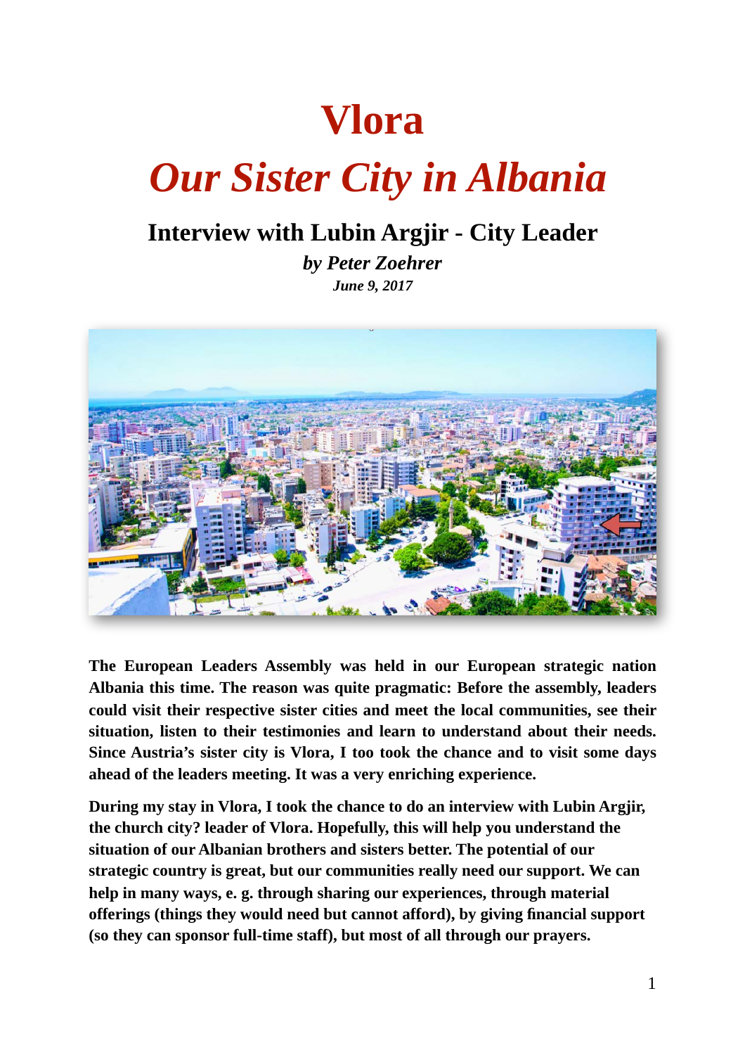# Vlora

# *Our Sister City in Albania*

## Interview with Lubin Argjir - City Leader

***by Peter Zoehrer***

***June 9, 2017***

**The European Leaders Assembly was held in our European strategic nation Albania this time. The reason was quite pragmatic: Before the assembly, leaders could visit their respective sister cities and meet the local communities, see their situation, listen to their testimonies and learn to understand about their needs. Since Austria's sister city is Vlora, I too took the chance and to visit some days ahead of the leaders meeting. It was a very enriching experience.**

**During my stay in Vlora, I took the chance to do an interview with Lubin Argjir, the church city? leader of Vlora. Hopefully, this will help you understand the situation of our Albanian brothers and sisters better. The potential of our strategic country is great, but our communities really need our support. We can help in many ways, e. g. through sharing our experiences, through material offerings (things they would need but cannot afford), by giving financial support (so they can sponsor full-time staff), but most of all through our prayers.**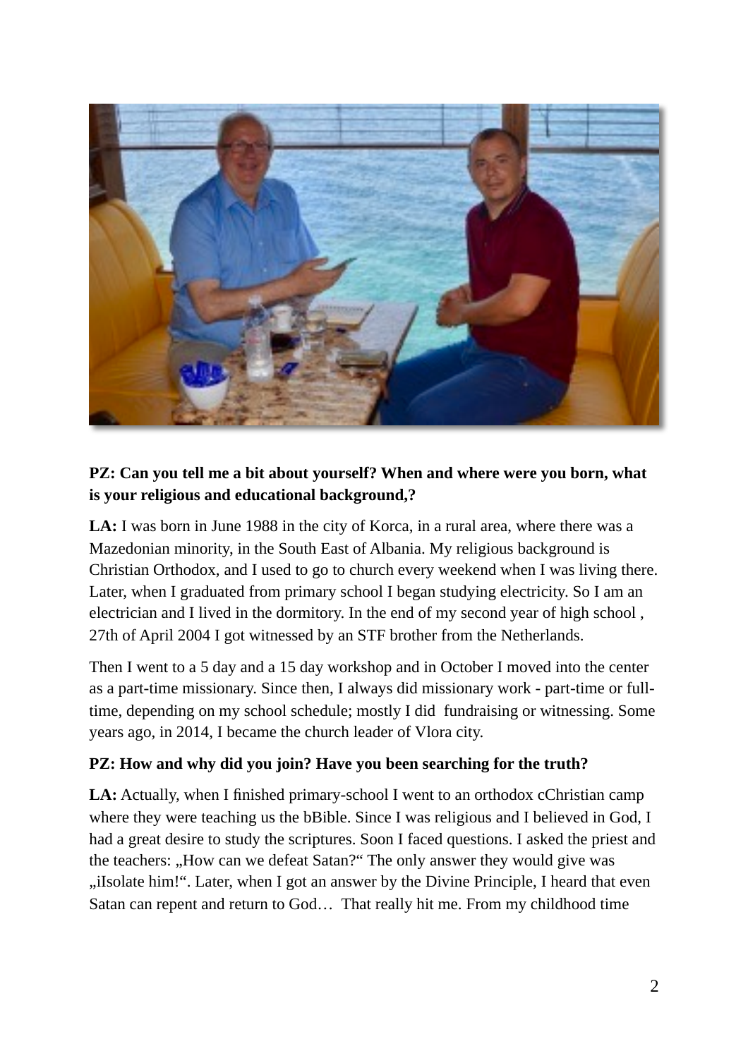**PZ: Can you tell me a bit about yourself? When and where were you born, what is your religious and educational background,?**

**LA:** I was born in June 1988 in the city of Korca, in a rural area, where there was a Mazedonian minority, in the South East of Albania. My religious background is Christian Orthodox, and I used to go to church every weekend when I was living there. Later, when I graduated from primary school I began studying electricity. So I am an electrician and I lived in the dormitory. In the end of my second year of high school , 27th of April 2004 I got witnessed by an STF brother from the Netherlands.

Then I went to a 5 day and a 15 day workshop and in October I moved into the center as a part-time missionary. Since then, I always did missionary work - part-time or full-time, depending on my school schedule; mostly I did  fundraising or witnessing. Some years ago, in 2014, I became the church leader of Vlora city.

**PZ: How and why did you join? Have you been searching for the truth?**

**LA:** Actually, when I finished primary-school I went to an orthodox cChristian camp where they were teaching us the bBible. Since I was religious and I believed in God, I had a great desire to study the scriptures. Soon I faced questions. I asked the priest and the teachers: „How can we defeat Satan?“ The only answer they would give was „iIsolate him!“. Later, when I got an answer by the Divine Principle, I heard that even Satan can repent and return to God… That really hit me. From my childhood time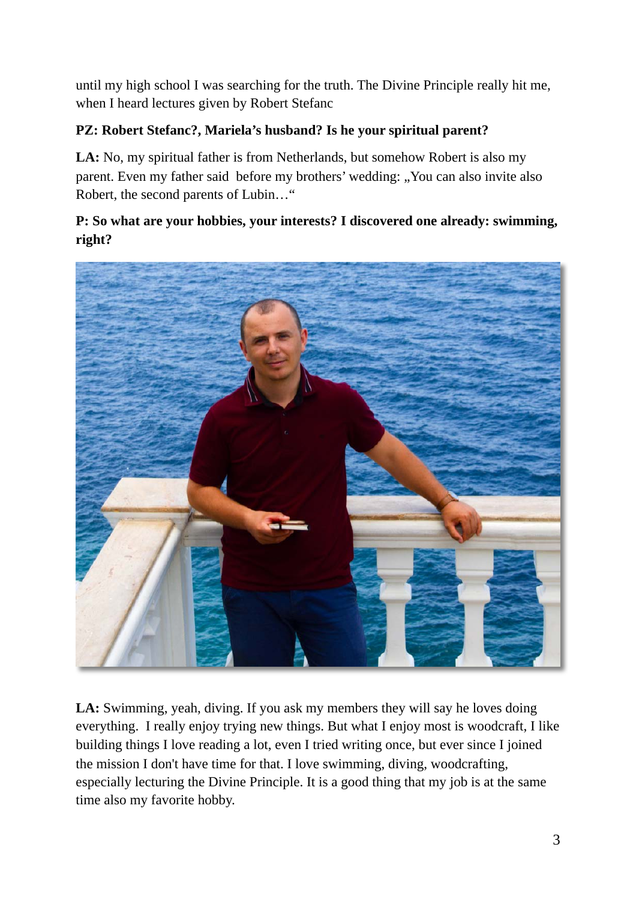until my high school I was searching for the truth. The Divine Principle really hit me, when I heard lectures given by Robert Stefanc

**PZ: Robert Stefanc?, Mariela's husband? Is he your spiritual parent?**

**LA:** No, my spiritual father is from Netherlands, but somehow Robert is also my parent. Even my father said before my brothers' wedding: „You can also invite also Robert, the second parents of Lubin…"

**P: So what are your hobbies, your interests? I discovered one already: swimming, right?**

**LA:** Swimming, yeah, diving. If you ask my members they will say he loves doing everything. I really enjoy trying new things. But what I enjoy most is woodcraft, I like building things I love reading a lot, even I tried writing once, but ever since I joined the mission I don't have time for that. I love swimming, diving, woodcrafting, especially lecturing the Divine Principle. It is a good thing that my job is at the same time also my favorite hobby.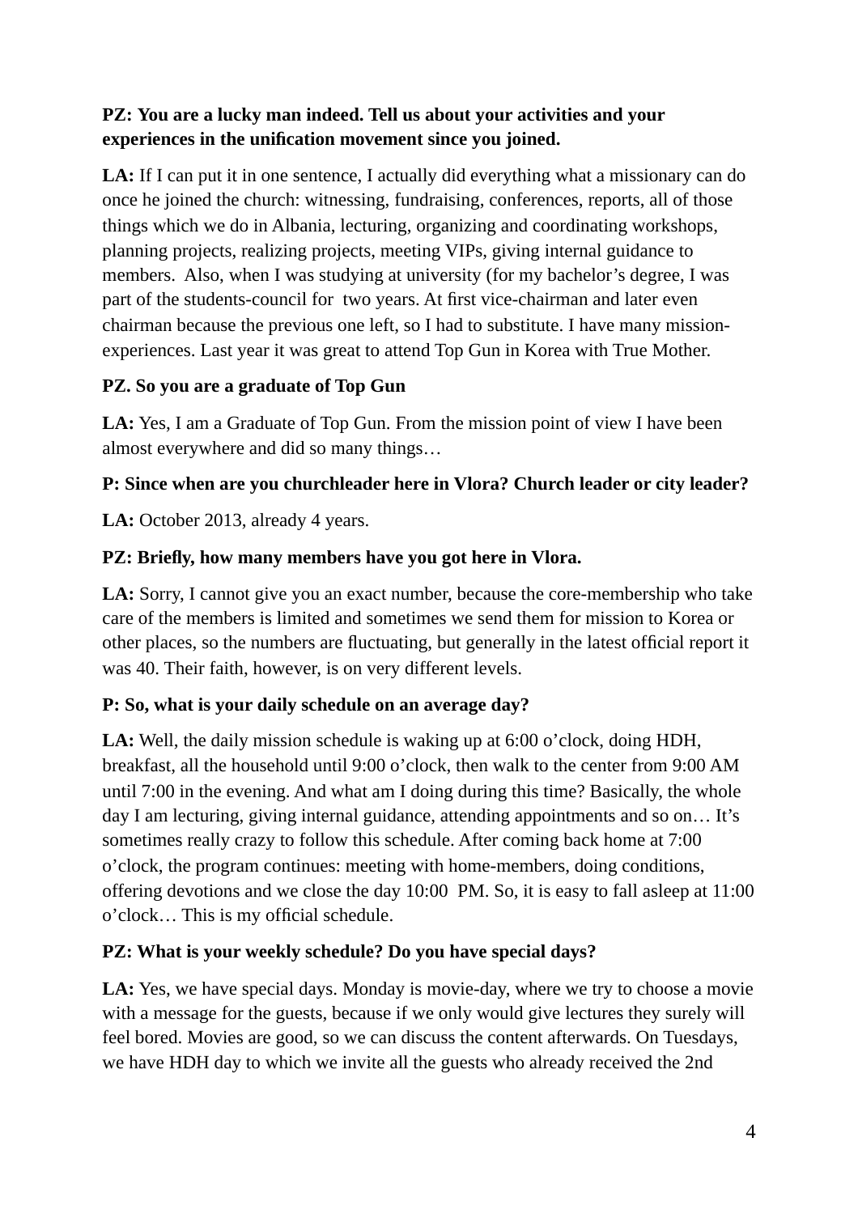**PZ: You are a lucky man indeed. Tell us about your activities and your experiences in the unification movement since you joined.**

**LA:** If I can put it in one sentence, I actually did everything what a missionary can do once he joined the church: witnessing, fundraising, conferences, reports, all of those things which we do in Albania, lecturing, organizing and coordinating workshops, planning projects, realizing projects, meeting VIPs, giving internal guidance to members. Also, when I was studying at university (for my bachelor's degree, I was part of the students-council for two years. At first vice-chairman and later even chairman because the previous one left, so I had to substitute. I have many mission-experiences. Last year it was great to attend Top Gun in Korea with True Mother.

**PZ. So you are a graduate of Top Gun**

**LA:** Yes, I am a Graduate of Top Gun. From the mission point of view I have been almost everywhere and did so many things…

**P: Since when are you churchleader here in Vlora? Church leader or city leader?**

**LA:** October 2013, already 4 years.

**PZ: Briefly, how many members have you got here in Vlora.**

**LA:** Sorry, I cannot give you an exact number, because the core-membership who take care of the members is limited and sometimes we send them for mission to Korea or other places, so the numbers are fluctuating, but generally in the latest official report it was 40. Their faith, however, is on very different levels.

**P: So, what is your daily schedule on an average day?**

**LA:** Well, the daily mission schedule is waking up at 6:00 o'clock, doing HDH, breakfast, all the household until 9:00 o'clock, then walk to the center from 9:00 AM until 7:00 in the evening. And what am I doing during this time? Basically, the whole day I am lecturing, giving internal guidance, attending appointments and so on… It's sometimes really crazy to follow this schedule. After coming back home at 7:00 o'clock, the program continues: meeting with home-members, doing conditions, offering devotions and we close the day 10:00 PM. So, it is easy to fall asleep at 11:00 o'clock… This is my official schedule.

**PZ: What is your weekly schedule? Do you have special days?**

**LA:** Yes, we have special days. Monday is movie-day, where we try to choose a movie with a message for the guests, because if we only would give lectures they surely will feel bored. Movies are good, so we can discuss the content afterwards. On Tuesdays, we have HDH day to which we invite all the guests who already received the 2nd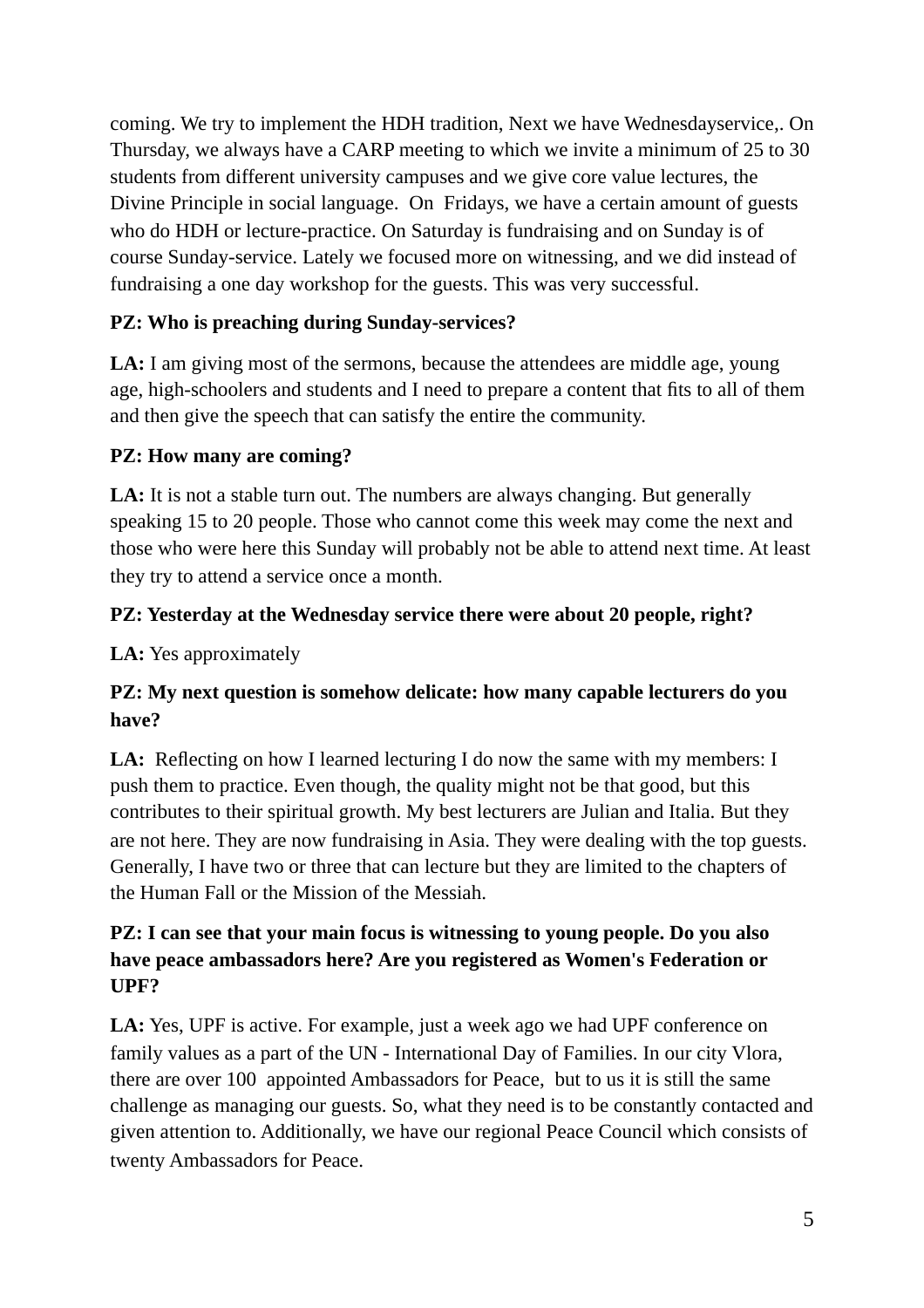coming. We try to implement the HDH tradition, Next we have Wednesdayservice,. On Thursday, we always have a CARP meeting to which we invite a minimum of 25 to 30 students from different university campuses and we give core value lectures, the Divine Principle in social language. On Fridays, we have a certain amount of guests who do HDH or lecture-practice. On Saturday is fundraising and on Sunday is of course Sunday-service. Lately we focused more on witnessing, and we did instead of fundraising a one day workshop for the guests. This was very successful.

**PZ: Who is preaching during Sunday-services?**

**LA:** I am giving most of the sermons, because the attendees are middle age, young age, high-schoolers and students and I need to prepare a content that fits to all of them and then give the speech that can satisfy the entire the community.

**PZ: How many are coming?**

**LA:** It is not a stable turn out. The numbers are always changing. But generally speaking 15 to 20 people. Those who cannot come this week may come the next and those who were here this Sunday will probably not be able to attend next time. At least they try to attend a service once a month.

**PZ: Yesterday at the Wednesday service there were about 20 people, right?**

**LA:** Yes approximately

**PZ: My next question is somehow delicate: how many capable lecturers do you have?**

**LA:** Reflecting on how I learned lecturing I do now the same with my members: I push them to practice. Even though, the quality might not be that good, but this contributes to their spiritual growth. My best lecturers are Julian and Italia. But they are not here. They are now fundraising in Asia. They were dealing with the top guests. Generally, I have two or three that can lecture but they are limited to the chapters of the Human Fall or the Mission of the Messiah.

**PZ: I can see that your main focus is witnessing to young people. Do you also have peace ambassadors here? Are you registered as Women's Federation or UPF?**

**LA:** Yes, UPF is active. For example, just a week ago we had UPF conference on family values as a part of the UN - International Day of Families. In our city Vlora, there are over 100 appointed Ambassadors for Peace, but to us it is still the same challenge as managing our guests. So, what they need is to be constantly contacted and given attention to. Additionally, we have our regional Peace Council which consists of twenty Ambassadors for Peace.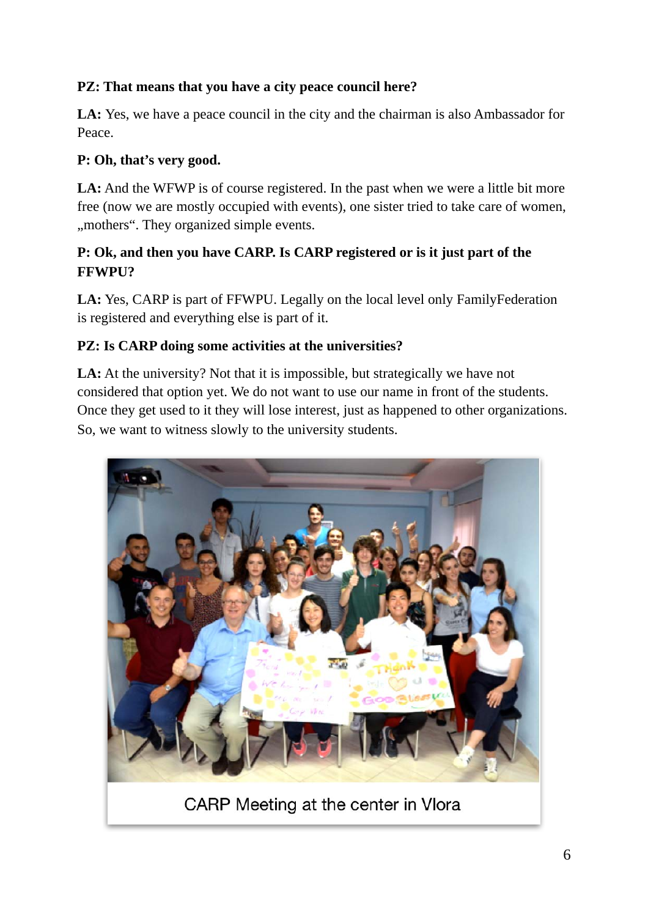**PZ: That means that you have a city peace council here?**

**LA:** Yes, we have a peace council in the city and the chairman is also Ambassador for Peace.

**P: Oh, that's very good.**

**LA:** And the WFWP is of course registered. In the past when we were a little bit more free (now we are mostly occupied with events), one sister tried to take care of women, „mothers". They organized simple events.

**P: Ok, and then you have CARP. Is CARP registered or is it just part of the FFWPU?**

**LA:** Yes, CARP is part of FFWPU. Legally on the local level only FamilyFederation is registered and everything else is part of it.

**PZ: Is CARP doing some activities at the universities?**

**LA:** At the university? Not that it is impossible, but strategically we have not considered that option yet. We do not want to use our name in front of the students. Once they get used to it they will lose interest, just as happened to other organizations. So, we want to witness slowly to the university students.

CARP Meeting at the center in Vlora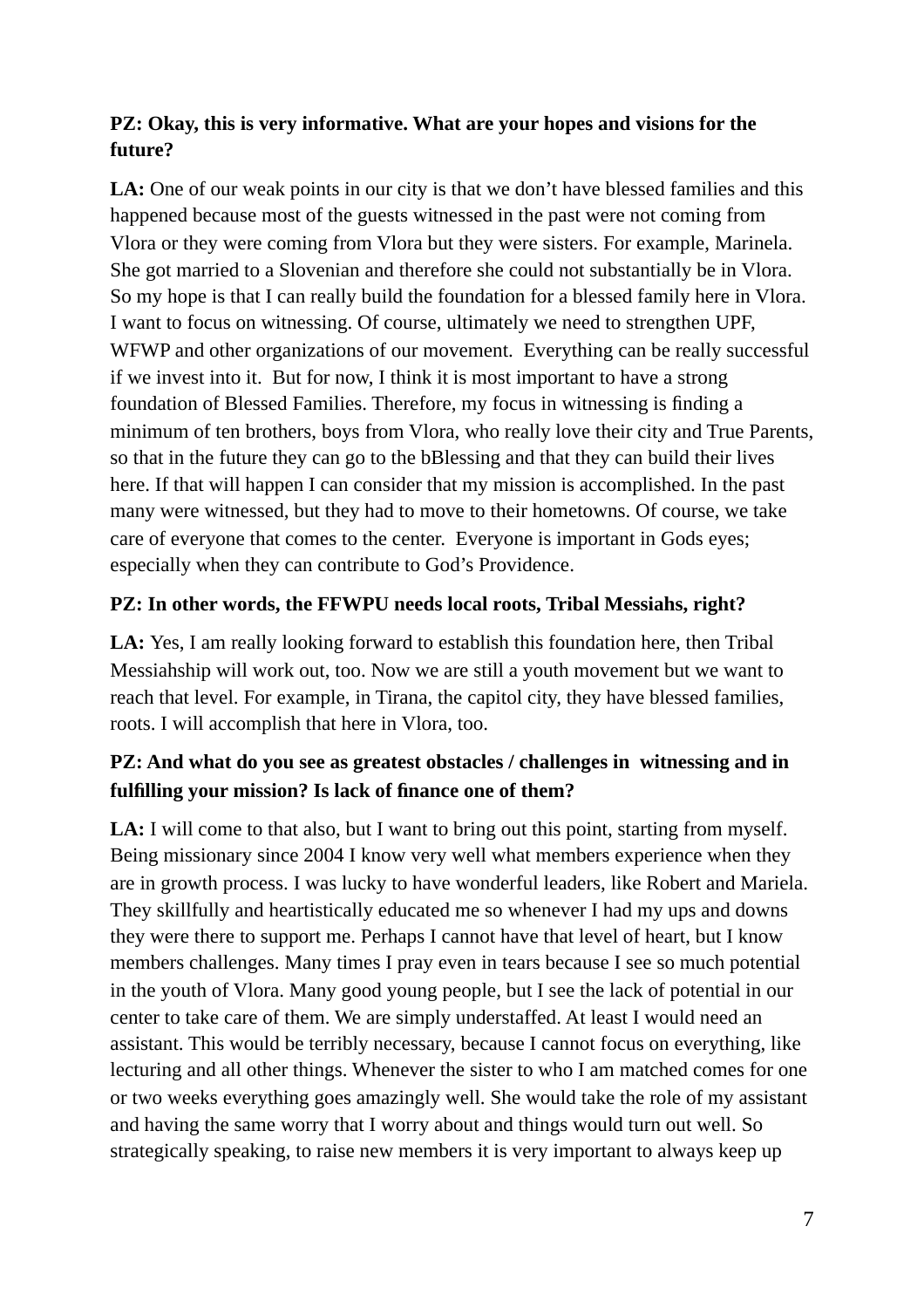**PZ: Okay, this is very informative. What are your hopes and visions for the future?**

**LA:** One of our weak points in our city is that we don't have blessed families and this happened because most of the guests witnessed in the past were not coming from Vlora or they were coming from Vlora but they were sisters. For example, Marinela. She got married to a Slovenian and therefore she could not substantially be in Vlora. So my hope is that I can really build the foundation for a blessed family here in Vlora. I want to focus on witnessing. Of course, ultimately we need to strengthen UPF, WFWP and other organizations of our movement. Everything can be really successful if we invest into it. But for now, I think it is most important to have a strong foundation of Blessed Families. Therefore, my focus in witnessing is finding a minimum of ten brothers, boys from Vlora, who really love their city and True Parents, so that in the future they can go to the bBlessing and that they can build their lives here. If that will happen I can consider that my mission is accomplished. In the past many were witnessed, but they had to move to their hometowns. Of course, we take care of everyone that comes to the center. Everyone is important in Gods eyes; especially when they can contribute to God's Providence.

**PZ: In other words, the FFWPU needs local roots, Tribal Messiahs, right?**

**LA:** Yes, I am really looking forward to establish this foundation here, then Tribal Messiahship will work out, too. Now we are still a youth movement but we want to reach that level. For example, in Tirana, the capitol city, they have blessed families, roots. I will accomplish that here in Vlora, too.

**PZ: And what do you see as greatest obstacles / challenges in witnessing and in fulfilling your mission? Is lack of finance one of them?**

**LA:** I will come to that also, but I want to bring out this point, starting from myself. Being missionary since 2004 I know very well what members experience when they are in growth process. I was lucky to have wonderful leaders, like Robert and Mariela. They skillfully and heartistically educated me so whenever I had my ups and downs they were there to support me. Perhaps I cannot have that level of heart, but I know members challenges. Many times I pray even in tears because I see so much potential in the youth of Vlora. Many good young people, but I see the lack of potential in our center to take care of them. We are simply understaffed. At least I would need an assistant. This would be terribly necessary, because I cannot focus on everything, like lecturing and all other things. Whenever the sister to who I am matched comes for one or two weeks everything goes amazingly well. She would take the role of my assistant and having the same worry that I worry about and things would turn out well. So strategically speaking, to raise new members it is very important to always keep up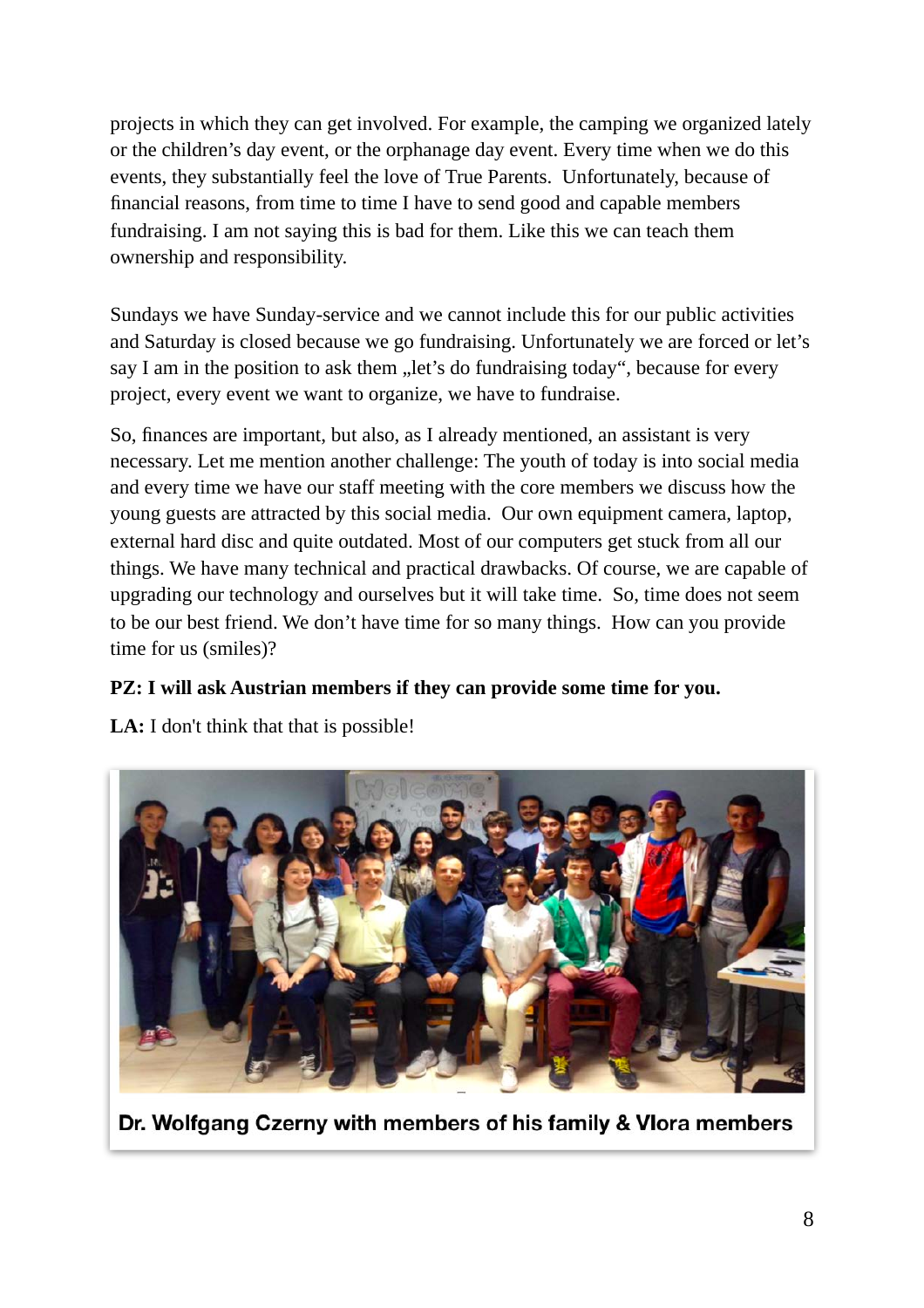projects in which they can get involved. For example, the camping we organized lately or the children's day event, or the orphanage day event. Every time when we do this events, they substantially feel the love of True Parents. Unfortunately, because of financial reasons, from time to time I have to send good and capable members fundraising. I am not saying this is bad for them. Like this we can teach them ownership and responsibility.

Sundays we have Sunday-service and we cannot include this for our public activities and Saturday is closed because we go fundraising. Unfortunately we are forced or let's say I am in the position to ask them „let's do fundraising today", because for every project, every event we want to organize, we have to fundraise.

So, finances are important, but also, as I already mentioned, an assistant is very necessary. Let me mention another challenge: The youth of today is into social media and every time we have our staff meeting with the core members we discuss how the young guests are attracted by this social media. Our own equipment camera, laptop, external hard disc and quite outdated. Most of our computers get stuck from all our things. We have many technical and practical drawbacks. Of course, we are capable of upgrading our technology and ourselves but it will take time. So, time does not seem to be our best friend. We don't have time for so many things. How can you provide time for us (smiles)?

**PZ: I will ask Austrian members if they can provide some time for you.**

**LA:** I don't think that that is possible!

**Dr. Wolfgang Czerny with members of his family & Vlora members**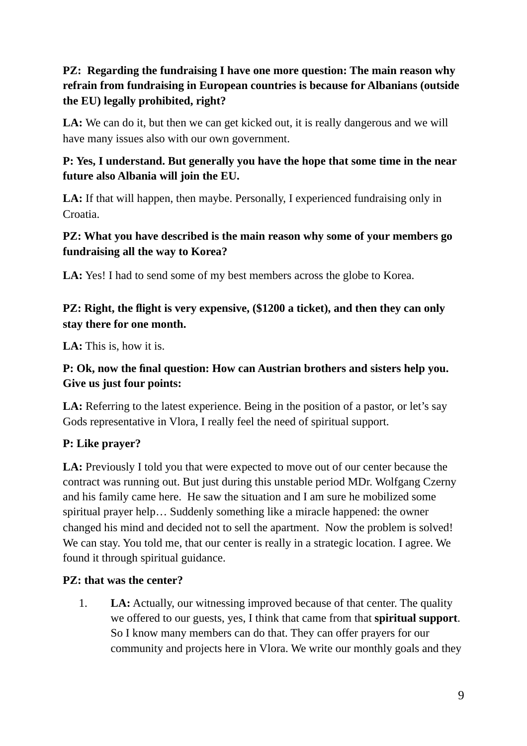**PZ: Regarding the fundraising I have one more question: The main reason why refrain from fundraising in European countries is because for Albanians (outside the EU) legally prohibited, right?**

**LA:** We can do it, but then we can get kicked out, it is really dangerous and we will have many issues also with our own government.

**P: Yes, I understand. But generally you have the hope that some time in the near future also Albania will join the EU.**

**LA:** If that will happen, then maybe. Personally, I experienced fundraising only in Croatia.

**PZ: What you have described is the main reason why some of your members go fundraising all the way to Korea?**

**LA:** Yes! I had to send some of my best members across the globe to Korea.

**PZ: Right, the flight is very expensive, ($1200 a ticket), and then they can only stay there for one month.**

**LA:** This is, how it is.

**P: Ok, now the final question: How can Austrian brothers and sisters help you. Give us just four points:**

**LA:** Referring to the latest experience. Being in the position of a pastor, or let's say Gods representative in Vlora, I really feel the need of spiritual support.

**P: Like prayer?**

**LA:** Previously I told you that were expected to move out of our center because the contract was running out. But just during this unstable period MDr. Wolfgang Czerny and his family came here. He saw the situation and I am sure he mobilized some spiritual prayer help… Suddenly something like a miracle happened: the owner changed his mind and decided not to sell the apartment. Now the problem is solved! We can stay. You told me, that our center is really in a strategic location. I agree. We found it through spiritual guidance.

**PZ: that was the center?**

1. **LA:** Actually, our witnessing improved because of that center. The quality we offered to our guests, yes, I think that came from that **spiritual support**. So I know many members can do that. They can offer prayers for our community and projects here in Vlora. We write our monthly goals and they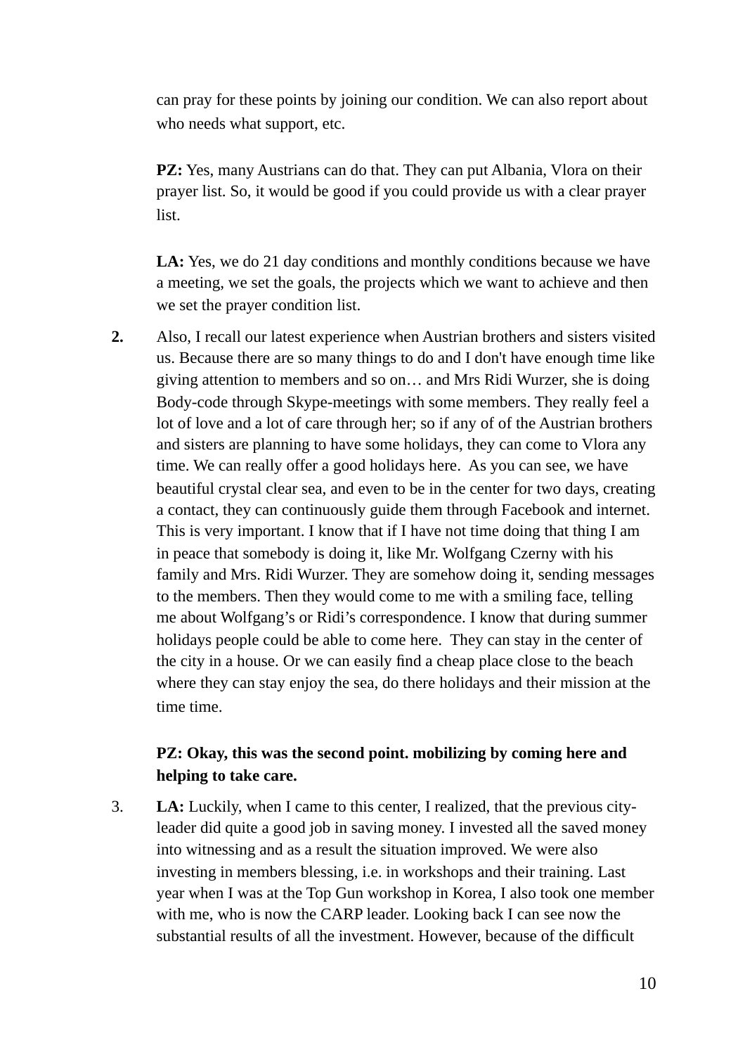can pray for these points by joining our condition. We can also report about who needs what support, etc.

**PZ:** Yes, many Austrians can do that. They can put Albania, Vlora on their prayer list. So, it would be good if you could provide us with a clear prayer list.

**LA:** Yes, we do 21 day conditions and monthly conditions because we have a meeting, we set the goals, the projects which we want to achieve and then we set the prayer condition list.

**2.** Also, I recall our latest experience when Austrian brothers and sisters visited us. Because there are so many things to do and I don't have enough time like giving attention to members and so on… and Mrs Ridi Wurzer, she is doing Body-code through Skype-meetings with some members. They really feel a lot of love and a lot of care through her; so if any of of the Austrian brothers and sisters are planning to have some holidays, they can come to Vlora any time. We can really offer a good holidays here. As you can see, we have beautiful crystal clear sea, and even to be in the center for two days, creating a contact, they can continuously guide them through Facebook and internet. This is very important. I know that if I have not time doing that thing I am in peace that somebody is doing it, like Mr. Wolfgang Czerny with his family and Mrs. Ridi Wurzer. They are somehow doing it, sending messages to the members. Then they would come to me with a smiling face, telling me about Wolfgang's or Ridi's correspondence. I know that during summer holidays people could be able to come here. They can stay in the center of the city in a house. Or we can easily find a cheap place close to the beach where they can stay enjoy the sea, do there holidays and their mission at the time time.

**PZ: Okay, this was the second point. mobilizing by coming here and helping to take care.**

3. **LA:** Luckily, when I came to this center, I realized, that the previous city-leader did quite a good job in saving money. I invested all the saved money into witnessing and as a result the situation improved. We were also investing in members blessing, i.e. in workshops and their training. Last year when I was at the Top Gun workshop in Korea, I also took one member with me, who is now the CARP leader. Looking back I can see now the substantial results of all the investment. However, because of the difficult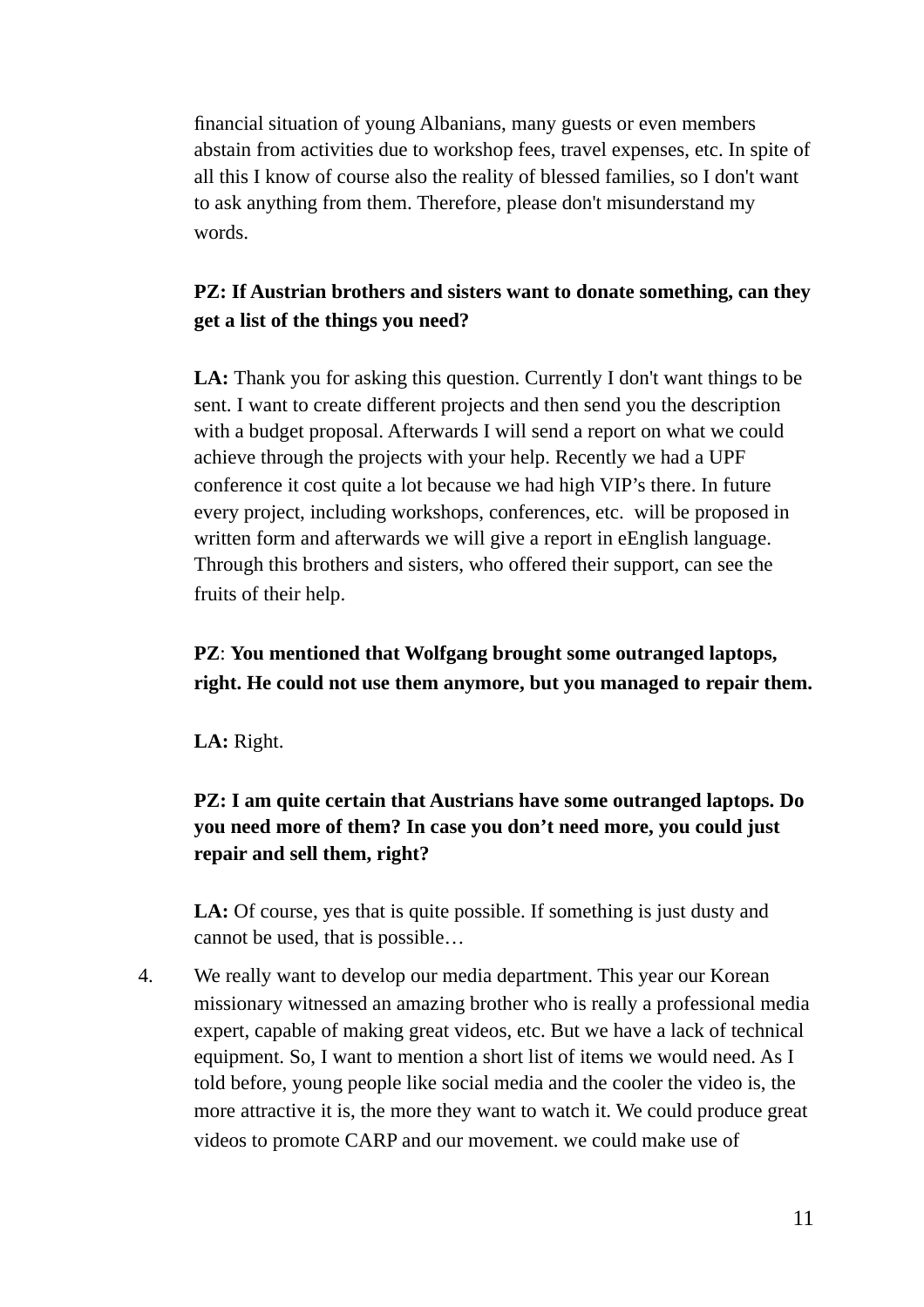financial situation of young Albanians, many guests or even members abstain from activities due to workshop fees, travel expenses, etc. In spite of all this I know of course also the reality of blessed families, so I don't want to ask anything from them. Therefore, please don't misunderstand my words.

**PZ: If Austrian brothers and sisters want to donate something, can they get a list of the things you need?**

**LA:** Thank you for asking this question. Currently I don't want things to be sent. I want to create different projects and then send you the description with a budget proposal. Afterwards I will send a report on what we could achieve through the projects with your help. Recently we had a UPF conference it cost quite a lot because we had high VIP's there. In future every project, including workshops, conferences, etc.  will be proposed in written form and afterwards we will give a report in eEnglish language. Through this brothers and sisters, who offered their support, can see the fruits of their help.

**PZ**: **You mentioned that Wolfgang brought some outranged laptops, right. He could not use them anymore, but you managed to repair them.**

**LA:** Right.

**PZ: I am quite certain that Austrians have some outranged laptops. Do you need more of them? In case you don't need more, you could just repair and sell them, right?**

**LA:** Of course, yes that is quite possible. If something is just dusty and cannot be used, that is possible…

4. We really want to develop our media department. This year our Korean missionary witnessed an amazing brother who is really a professional media expert, capable of making great videos, etc. But we have a lack of technical equipment. So, I want to mention a short list of items we would need. As I told before, young people like social media and the cooler the video is, the more attractive it is, the more they want to watch it. We could produce great videos to promote CARP and our movement. we could make use of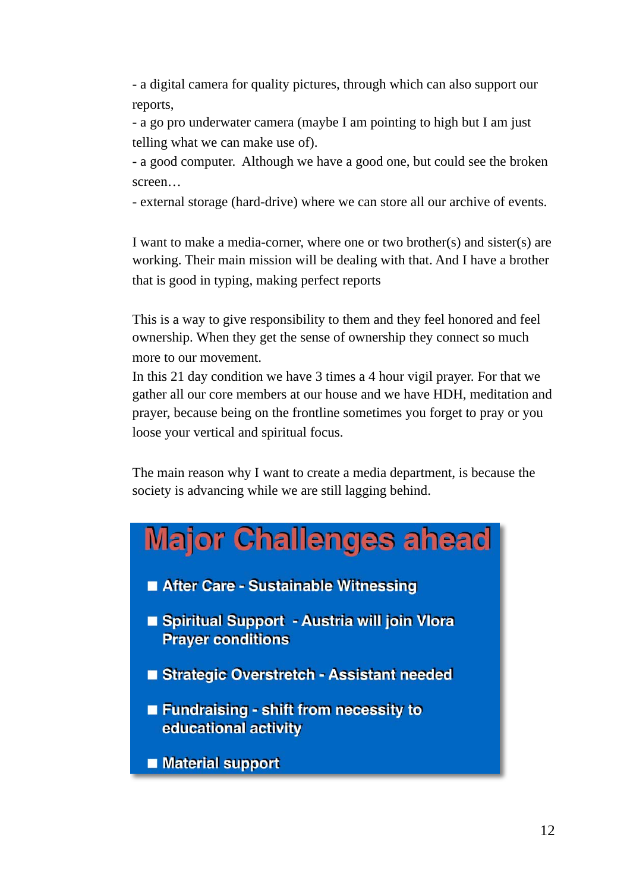- a digital camera for quality pictures, through which can also support our reports,
- a go pro underwater camera (maybe I am pointing to high but I am just telling what we can make use of).
- a good computer.  Although we have a good one, but could see the broken screen…
- external storage (hard-drive) where we can store all our archive of events.

I want to make a media-corner, where one or two brother(s) and sister(s) are working. Their main mission will be dealing with that. And I have a brother that is good in typing, making perfect reports

This is a way to give responsibility to them and they feel honored and feel ownership. When they get the sense of ownership they connect so much more to our movement.
In this 21 day condition we have 3 times a 4 hour vigil prayer. For that we gather all our core members at our house and we have HDH, meditation and prayer, because being on the frontline sometimes you forget to pray or you loose your vertical and spiritual focus.

The main reason why I want to create a media department, is because the society is advancing while we are still lagging behind.

## Major Challenges ahead

- After Care - Sustainable Witnessing
- Spiritual Support - Austria will join Vlora Prayer conditions
- Strategic Overstretch - Assistant needed
- Fundraising - shift from necessity to educational activity
- Material support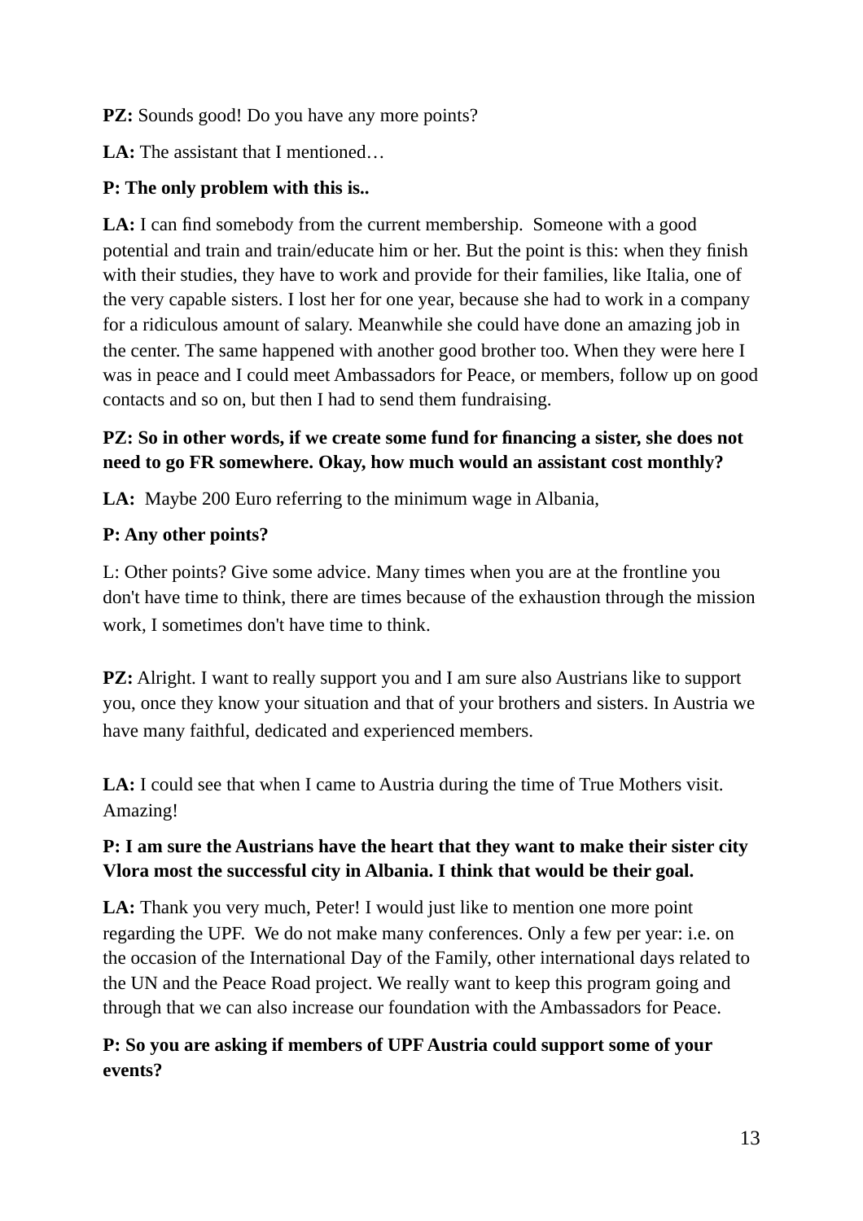**PZ:** Sounds good! Do you have any more points?

**LA:** The assistant that I mentioned…

**P: The only problem with this is..**

**LA:** I can find somebody from the current membership.  Someone with a good potential and train and train/educate him or her. But the point is this: when they finish with their studies, they have to work and provide for their families, like Italia, one of the very capable sisters. I lost her for one year, because she had to work in a company for a ridiculous amount of salary. Meanwhile she could have done an amazing job in the center. The same happened with another good brother too. When they were here I was in peace and I could meet Ambassadors for Peace, or members, follow up on good contacts and so on, but then I had to send them fundraising.

**PZ: So in other words, if we create some fund for financing a sister, she does not need to go FR somewhere. Okay, how much would an assistant cost monthly?**

**LA:**  Maybe 200 Euro referring to the minimum wage in Albania,

**P: Any other points?**

L: Other points? Give some advice. Many times when you are at the frontline you don't have time to think, there are times because of the exhaustion through the mission work, I sometimes don't have time to think.

**PZ:** Alright. I want to really support you and I am sure also Austrians like to support you, once they know your situation and that of your brothers and sisters. In Austria we have many faithful, dedicated and experienced members.

**LA:** I could see that when I came to Austria during the time of True Mothers visit. Amazing!

**P: I am sure the Austrians have the heart that they want to make their sister city Vlora most the successful city in Albania. I think that would be their goal.**

**LA:** Thank you very much, Peter! I would just like to mention one more point regarding the UPF.  We do not make many conferences. Only a few per year: i.e. on the occasion of the International Day of the Family, other international days related to the UN and the Peace Road project. We really want to keep this program going and through that we can also increase our foundation with the Ambassadors for Peace.

**P: So you are asking if members of UPF Austria could support some of your events?**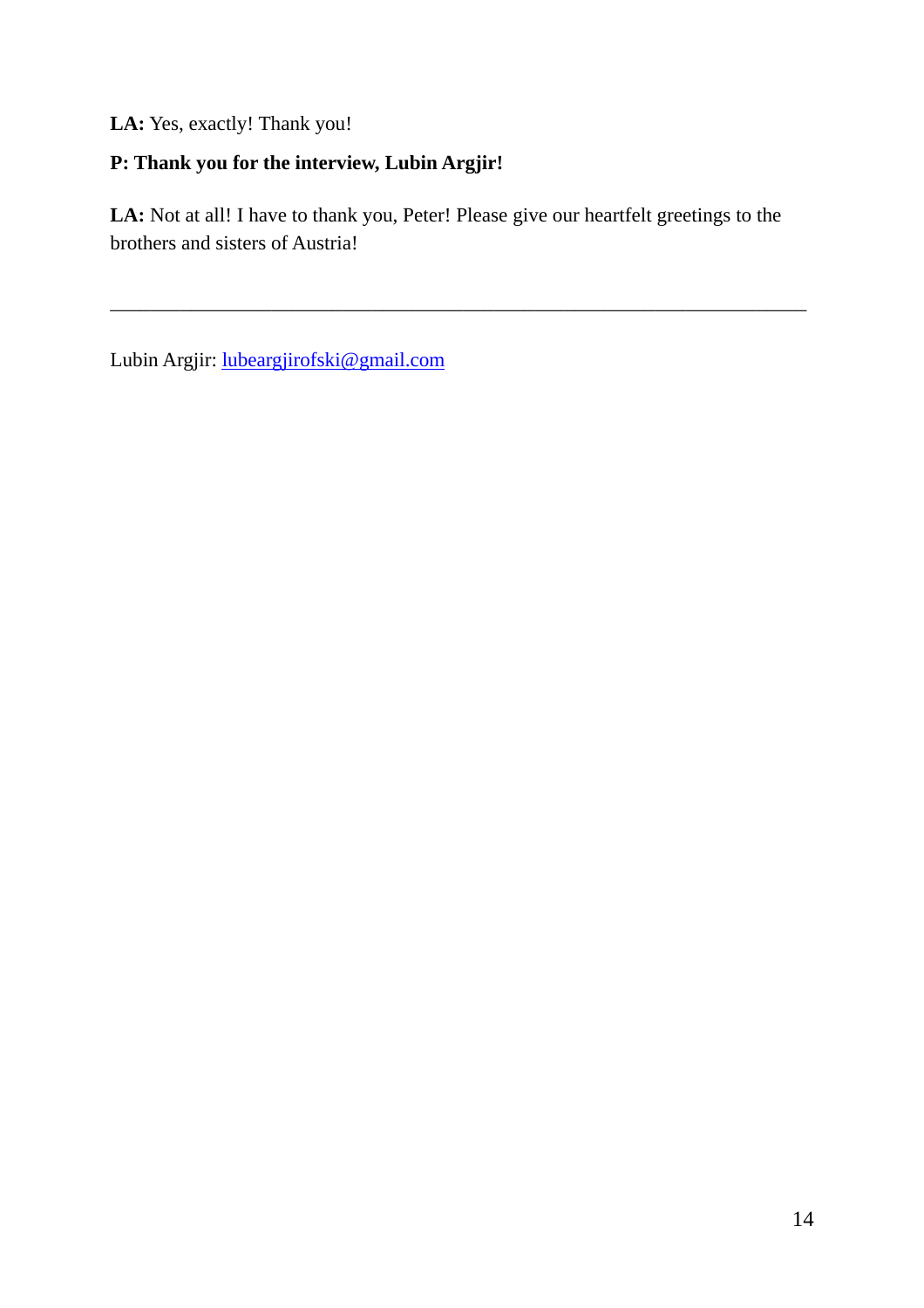**LA:** Yes, exactly! Thank you!

**P: Thank you for the interview, Lubin Argjir!**

**LA:** Not at all! I have to thank you, Peter! Please give our heartfelt greetings to the brothers and sisters of Austria!

---

Lubin Argjir: lubeargjirofski@gmail.com